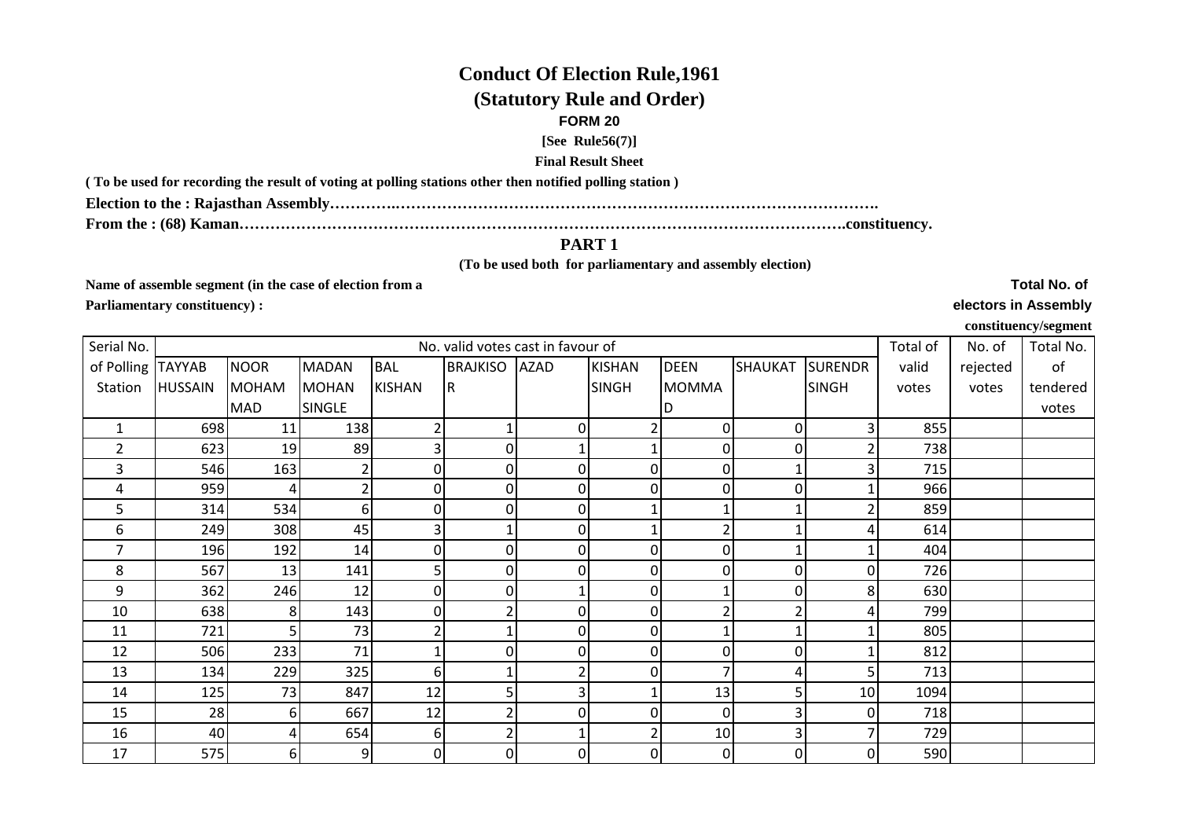# Conduct Of Election Rule,1961

## (Statutory Rule and Order)

**FORM 20**

**[See Rule56(7)]**

**Final Result Sheet**

**( To be used for recording the result of voting at polling stations other then notified polling station )**

**Election to the : Rajasthan Assembly……………………………………………………………………………………….**

**From the : (68) Kaman……………………………………………………………………………………………….constituency.**

## PART 1

**(To be used both for parliamentary and assembly election)**

**Name of assemble segment (in the case of election from a Parliamentary constituency) :**

**Total No. of electors in Assembly constituency/segment**

| Serial No. of Polling Station | No. valid votes cast in favour of | | | | | | | | | | Total of valid votes | No. of rejected votes | Total No. of tendered votes |
|---|---|---|---|---|---|---|---|---|---|---|---|---|---|
| | TAYYAB HUSSAIN | NOOR MOHAMMAD | MADAN MOHAN SINGLE | BAL KISHAN | BRAJKISOR | AZAD | KISHAN SINGH | DEEN MOMMAD | SHAUKAT | SURENDR SINGH | | | |
| 1 | 698 | 11 | 138 | 2 | 1 | 0 | 2 | 0 | 0 | 3 | 855 | | |
| 2 | 623 | 19 | 89 | 3 | 0 | 1 | 1 | 0 | 0 | 2 | 738 | | |
| 3 | 546 | 163 | 2 | 0 | 0 | 0 | 0 | 0 | 1 | 3 | 715 | | |
| 4 | 959 | 4 | 2 | 0 | 0 | 0 | 0 | 0 | 0 | 1 | 966 | | |
| 5 | 314 | 534 | 6 | 0 | 0 | 0 | 1 | 1 | 1 | 2 | 859 | | |
| 6 | 249 | 308 | 45 | 3 | 1 | 0 | 1 | 2 | 1 | 4 | 614 | | |
| 7 | 196 | 192 | 14 | 0 | 0 | 0 | 0 | 0 | 1 | 1 | 404 | | |
| 8 | 567 | 13 | 141 | 5 | 0 | 0 | 0 | 0 | 0 | 0 | 726 | | |
| 9 | 362 | 246 | 12 | 0 | 0 | 1 | 0 | 1 | 0 | 8 | 630 | | |
| 10 | 638 | 8 | 143 | 0 | 2 | 0 | 0 | 2 | 2 | 4 | 799 | | |
| 11 | 721 | 5 | 73 | 2 | 1 | 0 | 0 | 1 | 1 | 1 | 805 | | |
| 12 | 506 | 233 | 71 | 1 | 0 | 0 | 0 | 0 | 0 | 1 | 812 | | |
| 13 | 134 | 229 | 325 | 6 | 1 | 2 | 0 | 7 | 4 | 5 | 713 | | |
| 14 | 125 | 73 | 847 | 12 | 5 | 3 | 1 | 13 | 5 | 10 | 1094 | | |
| 15 | 28 | 6 | 667 | 12 | 2 | 0 | 0 | 0 | 3 | 0 | 718 | | |
| 16 | 40 | 4 | 654 | 6 | 2 | 1 | 2 | 10 | 3 | 7 | 729 | | |
| 17 | 575 | 6 | 9 | 0 | 0 | 0 | 0 | 0 | 0 | 0 | 590 | | |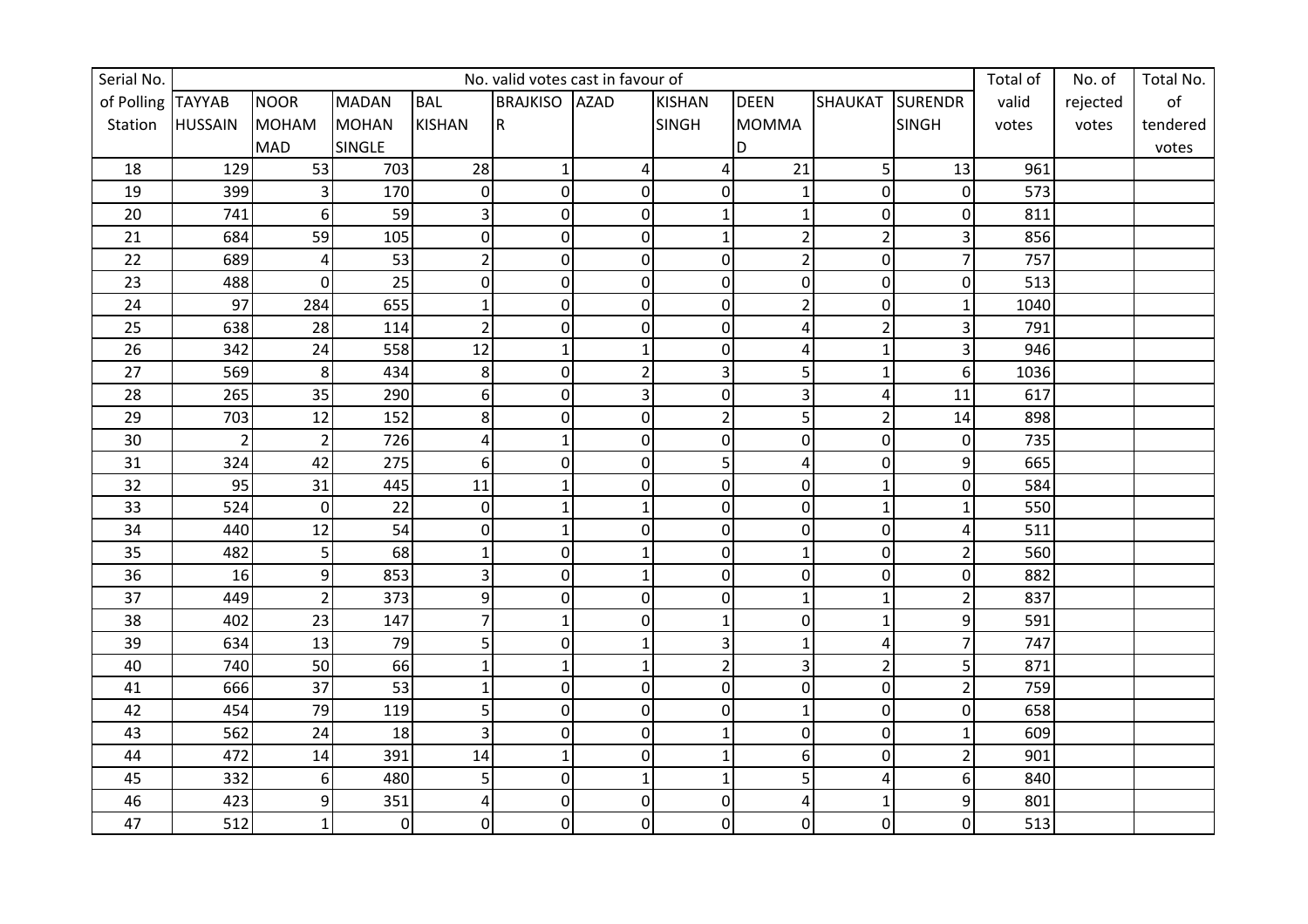| Serial No. of Polling Station | No. valid votes cast in favour of | | | | | | | | | | Total of valid votes | No. of rejected votes | Total No. of tendered votes |
|---|---|---|---|---|---|---|---|---|---|---|---|---|---|
| | TAYYAB HUSSAIN | NOOR MOHAMMAD | MADAN MOHAN SINGLE | BAL KISHAN | BRAJKISOR | AZAD | KISHAN SINGH | DEEN MOMMAD | SHAUKAT | SURENDR SINGH | | | |
| 18 | 129 | 53 | 703 | 28 | 1 | 4 | 4 | 21 | 5 | 13 | 961 | | |
| 19 | 399 | 3 | 170 | 0 | 0 | 0 | 0 | 1 | 0 | 0 | 573 | | |
| 20 | 741 | 6 | 59 | 3 | 0 | 0 | 1 | 1 | 0 | 0 | 811 | | |
| 21 | 684 | 59 | 105 | 0 | 0 | 0 | 1 | 2 | 2 | 3 | 856 | | |
| 22 | 689 | 4 | 53 | 2 | 0 | 0 | 0 | 2 | 0 | 7 | 757 | | |
| 23 | 488 | 0 | 25 | 0 | 0 | 0 | 0 | 0 | 0 | 0 | 513 | | |
| 24 | 97 | 284 | 655 | 1 | 0 | 0 | 0 | 2 | 0 | 1 | 1040 | | |
| 25 | 638 | 28 | 114 | 2 | 0 | 0 | 0 | 4 | 2 | 3 | 791 | | |
| 26 | 342 | 24 | 558 | 12 | 1 | 1 | 0 | 4 | 1 | 3 | 946 | | |
| 27 | 569 | 8 | 434 | 8 | 0 | 2 | 3 | 5 | 1 | 6 | 1036 | | |
| 28 | 265 | 35 | 290 | 6 | 0 | 3 | 0 | 3 | 4 | 11 | 617 | | |
| 29 | 703 | 12 | 152 | 8 | 0 | 0 | 2 | 5 | 2 | 14 | 898 | | |
| 30 | 2 | 2 | 726 | 4 | 1 | 0 | 0 | 0 | 0 | 0 | 735 | | |
| 31 | 324 | 42 | 275 | 6 | 0 | 0 | 5 | 4 | 0 | 9 | 665 | | |
| 32 | 95 | 31 | 445 | 11 | 1 | 0 | 0 | 0 | 1 | 0 | 584 | | |
| 33 | 524 | 0 | 22 | 0 | 1 | 1 | 0 | 0 | 1 | 1 | 550 | | |
| 34 | 440 | 12 | 54 | 0 | 1 | 0 | 0 | 0 | 0 | 4 | 511 | | |
| 35 | 482 | 5 | 68 | 1 | 0 | 1 | 0 | 1 | 0 | 2 | 560 | | |
| 36 | 16 | 9 | 853 | 3 | 0 | 1 | 0 | 0 | 0 | 0 | 882 | | |
| 37 | 449 | 2 | 373 | 9 | 0 | 0 | 0 | 1 | 1 | 2 | 837 | | |
| 38 | 402 | 23 | 147 | 7 | 1 | 0 | 1 | 0 | 1 | 9 | 591 | | |
| 39 | 634 | 13 | 79 | 5 | 0 | 1 | 3 | 1 | 4 | 7 | 747 | | |
| 40 | 740 | 50 | 66 | 1 | 1 | 1 | 2 | 3 | 2 | 5 | 871 | | |
| 41 | 666 | 37 | 53 | 1 | 0 | 0 | 0 | 0 | 0 | 2 | 759 | | |
| 42 | 454 | 79 | 119 | 5 | 0 | 0 | 0 | 1 | 0 | 0 | 658 | | |
| 43 | 562 | 24 | 18 | 3 | 0 | 0 | 1 | 0 | 0 | 1 | 609 | | |
| 44 | 472 | 14 | 391 | 14 | 1 | 0 | 1 | 6 | 0 | 2 | 901 | | |
| 45 | 332 | 6 | 480 | 5 | 0 | 1 | 1 | 5 | 4 | 6 | 840 | | |
| 46 | 423 | 9 | 351 | 4 | 0 | 0 | 0 | 4 | 1 | 9 | 801 | | |
| 47 | 512 | 1 | 0 | 0 | 0 | 0 | 0 | 0 | 0 | 0 | 513 | | |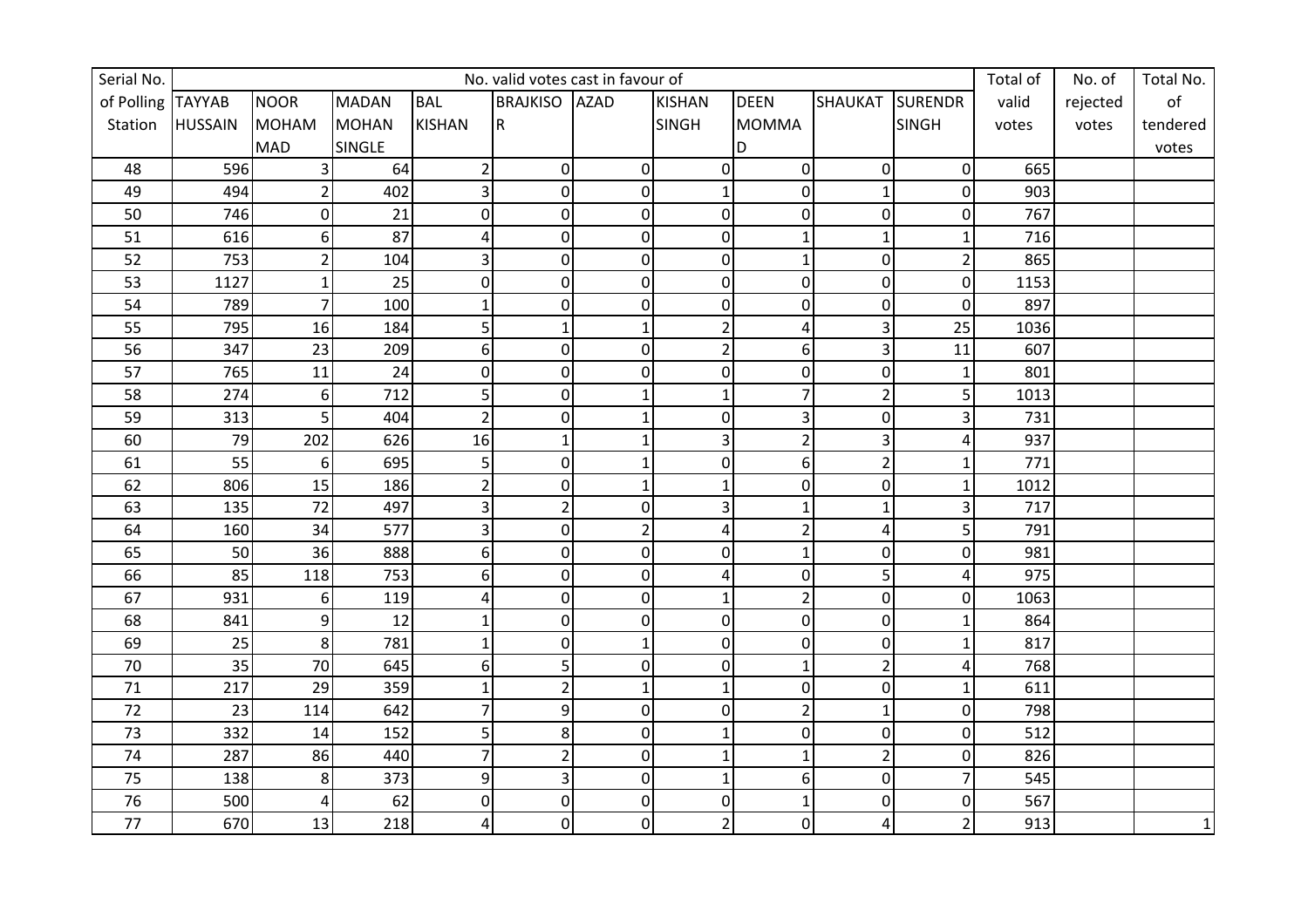| Serial No. of Polling Station | No. valid votes cast in favour of | | | | | | | | | | Total of valid votes | No. of rejected votes | Total No. of tendered votes |
|---|---|---|---|---|---|---|---|---|---|---|---|---|---|
| | TAYYAB HUSSAIN | NOOR MOHAMMAD | MADAN MOHAN SINGLE | BAL KISHAN | BRAJKISOR | AZAD | KISHAN SINGH | DEEN MOMMAD | SHAUKAT | SURENDR SINGH | | | |
| 48 | 596 | 3 | 64 | 2 | 0 | 0 | 0 | 0 | 0 | 0 | 665 | | |
| 49 | 494 | 2 | 402 | 3 | 0 | 0 | 1 | 0 | 1 | 0 | 903 | | |
| 50 | 746 | 0 | 21 | 0 | 0 | 0 | 0 | 0 | 0 | 0 | 767 | | |
| 51 | 616 | 6 | 87 | 4 | 0 | 0 | 0 | 1 | 1 | 1 | 716 | | |
| 52 | 753 | 2 | 104 | 3 | 0 | 0 | 0 | 1 | 0 | 2 | 865 | | |
| 53 | 1127 | 1 | 25 | 0 | 0 | 0 | 0 | 0 | 0 | 0 | 1153 | | |
| 54 | 789 | 7 | 100 | 1 | 0 | 0 | 0 | 0 | 0 | 0 | 897 | | |
| 55 | 795 | 16 | 184 | 5 | 1 | 1 | 2 | 4 | 3 | 25 | 1036 | | |
| 56 | 347 | 23 | 209 | 6 | 0 | 0 | 2 | 6 | 3 | 11 | 607 | | |
| 57 | 765 | 11 | 24 | 0 | 0 | 0 | 0 | 0 | 0 | 1 | 801 | | |
| 58 | 274 | 6 | 712 | 5 | 0 | 1 | 1 | 7 | 2 | 5 | 1013 | | |
| 59 | 313 | 5 | 404 | 2 | 0 | 1 | 0 | 3 | 0 | 3 | 731 | | |
| 60 | 79 | 202 | 626 | 16 | 1 | 1 | 3 | 2 | 3 | 4 | 937 | | |
| 61 | 55 | 6 | 695 | 5 | 0 | 1 | 0 | 6 | 2 | 1 | 771 | | |
| 62 | 806 | 15 | 186 | 2 | 0 | 1 | 1 | 0 | 0 | 1 | 1012 | | |
| 63 | 135 | 72 | 497 | 3 | 2 | 0 | 3 | 1 | 1 | 3 | 717 | | |
| 64 | 160 | 34 | 577 | 3 | 0 | 2 | 4 | 2 | 4 | 5 | 791 | | |
| 65 | 50 | 36 | 888 | 6 | 0 | 0 | 0 | 1 | 0 | 0 | 981 | | |
| 66 | 85 | 118 | 753 | 6 | 0 | 0 | 4 | 0 | 5 | 4 | 975 | | |
| 67 | 931 | 6 | 119 | 4 | 0 | 0 | 1 | 2 | 0 | 0 | 1063 | | |
| 68 | 841 | 9 | 12 | 1 | 0 | 0 | 0 | 0 | 0 | 1 | 864 | | |
| 69 | 25 | 8 | 781 | 1 | 0 | 1 | 0 | 0 | 0 | 1 | 817 | | |
| 70 | 35 | 70 | 645 | 6 | 5 | 0 | 0 | 1 | 2 | 4 | 768 | | |
| 71 | 217 | 29 | 359 | 1 | 2 | 1 | 1 | 0 | 0 | 1 | 611 | | |
| 72 | 23 | 114 | 642 | 7 | 9 | 0 | 0 | 2 | 1 | 0 | 798 | | |
| 73 | 332 | 14 | 152 | 5 | 8 | 0 | 1 | 0 | 0 | 0 | 512 | | |
| 74 | 287 | 86 | 440 | 7 | 2 | 0 | 1 | 1 | 2 | 0 | 826 | | |
| 75 | 138 | 8 | 373 | 9 | 3 | 0 | 1 | 6 | 0 | 7 | 545 | | |
| 76 | 500 | 4 | 62 | 0 | 0 | 0 | 0 | 1 | 0 | 0 | 567 | | |
| 77 | 670 | 13 | 218 | 4 | 0 | 0 | 2 | 0 | 4 | 2 | 913 | | 1 |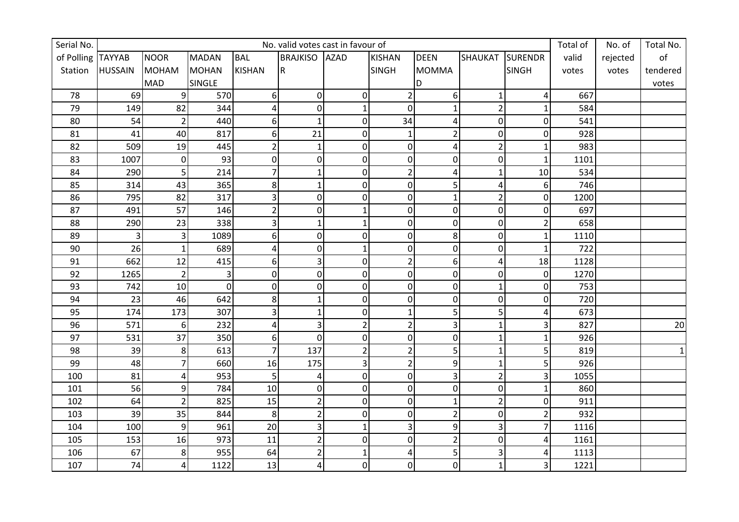| Serial No. of Polling Station | No. valid votes cast in favour of | | | | | | | | | | Total of valid votes | No. of rejected votes | Total No. of tendered votes |
|---|---|---|---|---|---|---|---|---|---|---|---|---|---|
| | TAYYAB HUSSAIN | NOOR MOHAMMAD | MADAN MOHAN SINGLE | BAL KISHAN | BRAJKISOR | AZAD | KISHAN SINGH | DEEN MOMMAD | SHAUKAT | SURENDR SINGH | | | |
| 78 | 69 | 9 | 570 | 6 | 0 | 0 | 2 | 6 | 1 | 4 | 667 | | |
| 79 | 149 | 82 | 344 | 4 | 0 | 1 | 0 | 1 | 2 | 1 | 584 | | |
| 80 | 54 | 2 | 440 | 6 | 1 | 0 | 34 | 4 | 0 | 0 | 541 | | |
| 81 | 41 | 40 | 817 | 6 | 21 | 0 | 1 | 2 | 0 | 0 | 928 | | |
| 82 | 509 | 19 | 445 | 2 | 1 | 0 | 0 | 4 | 2 | 1 | 983 | | |
| 83 | 1007 | 0 | 93 | 0 | 0 | 0 | 0 | 0 | 0 | 1 | 1101 | | |
| 84 | 290 | 5 | 214 | 7 | 1 | 0 | 2 | 4 | 1 | 10 | 534 | | |
| 85 | 314 | 43 | 365 | 8 | 1 | 0 | 0 | 5 | 4 | 6 | 746 | | |
| 86 | 795 | 82 | 317 | 3 | 0 | 0 | 0 | 1 | 2 | 0 | 1200 | | |
| 87 | 491 | 57 | 146 | 2 | 0 | 1 | 0 | 0 | 0 | 0 | 697 | | |
| 88 | 290 | 23 | 338 | 3 | 1 | 1 | 0 | 0 | 0 | 2 | 658 | | |
| 89 | 3 | 3 | 1089 | 6 | 0 | 0 | 0 | 8 | 0 | 1 | 1110 | | |
| 90 | 26 | 1 | 689 | 4 | 0 | 1 | 0 | 0 | 0 | 1 | 722 | | |
| 91 | 662 | 12 | 415 | 6 | 3 | 0 | 2 | 6 | 4 | 18 | 1128 | | |
| 92 | 1265 | 2 | 3 | 0 | 0 | 0 | 0 | 0 | 0 | 0 | 1270 | | |
| 93 | 742 | 10 | 0 | 0 | 0 | 0 | 0 | 0 | 1 | 0 | 753 | | |
| 94 | 23 | 46 | 642 | 8 | 1 | 0 | 0 | 0 | 0 | 0 | 720 | | |
| 95 | 174 | 173 | 307 | 3 | 1 | 0 | 1 | 5 | 5 | 4 | 673 | | |
| 96 | 571 | 6 | 232 | 4 | 3 | 2 | 2 | 3 | 1 | 3 | 827 | | 20 |
| 97 | 531 | 37 | 350 | 6 | 0 | 0 | 0 | 0 | 1 | 1 | 926 | | |
| 98 | 39 | 8 | 613 | 7 | 137 | 2 | 2 | 5 | 1 | 5 | 819 | | 1 |
| 99 | 48 | 7 | 660 | 16 | 175 | 3 | 2 | 9 | 1 | 5 | 926 | | |
| 100 | 81 | 4 | 953 | 5 | 4 | 0 | 0 | 3 | 2 | 3 | 1055 | | |
| 101 | 56 | 9 | 784 | 10 | 0 | 0 | 0 | 0 | 0 | 1 | 860 | | |
| 102 | 64 | 2 | 825 | 15 | 2 | 0 | 0 | 1 | 2 | 0 | 911 | | |
| 103 | 39 | 35 | 844 | 8 | 2 | 0 | 0 | 2 | 0 | 2 | 932 | | |
| 104 | 100 | 9 | 961 | 20 | 3 | 1 | 3 | 9 | 3 | 7 | 1116 | | |
| 105 | 153 | 16 | 973 | 11 | 2 | 0 | 0 | 2 | 0 | 4 | 1161 | | |
| 106 | 67 | 8 | 955 | 64 | 2 | 1 | 4 | 5 | 3 | 4 | 1113 | | |
| 107 | 74 | 4 | 1122 | 13 | 4 | 0 | 0 | 0 | 1 | 3 | 1221 | | |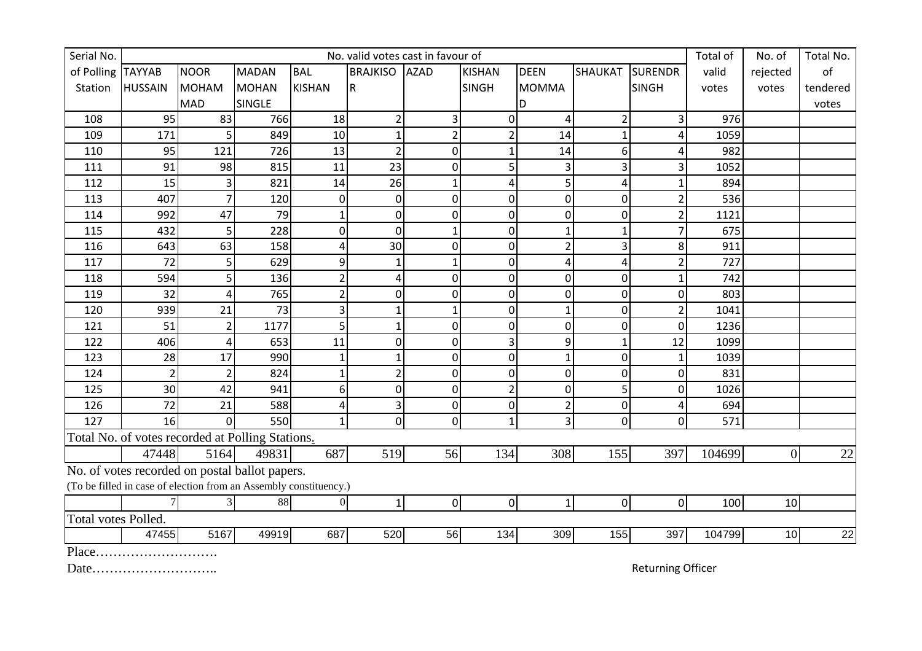| Serial No. of Polling Station | No. valid votes cast in favour of | | | | | | | | | | Total of valid votes | No. of rejected votes | Total No. of tendered votes |
|---|---|---|---|---|---|---|---|---|---|---|---|---|---|
| | TAYYAB HUSSAIN | NOOR MOHAMMAD | MADAN MOHAN SINGLE | BAL KISHAN | BRAJKISOR | AZAD | KISHAN SINGH | DEEN MOMMAD | SHAUKAT | SURENDR SINGH | | | |
| 108 | 95 | 83 | 766 | 18 | 2 | 3 | 0 | 4 | 2 | 3 | 976 | | |
| 109 | 171 | 5 | 849 | 10 | 1 | 2 | 2 | 14 | 1 | 4 | 1059 | | |
| 110 | 95 | 121 | 726 | 13 | 2 | 0 | 1 | 14 | 6 | 4 | 982 | | |
| 111 | 91 | 98 | 815 | 11 | 23 | 0 | 5 | 3 | 3 | 3 | 1052 | | |
| 112 | 15 | 3 | 821 | 14 | 26 | 1 | 4 | 5 | 4 | 1 | 894 | | |
| 113 | 407 | 7 | 120 | 0 | 0 | 0 | 0 | 0 | 0 | 2 | 536 | | |
| 114 | 992 | 47 | 79 | 1 | 0 | 0 | 0 | 0 | 0 | 2 | 1121 | | |
| 115 | 432 | 5 | 228 | 0 | 0 | 1 | 0 | 1 | 1 | 7 | 675 | | |
| 116 | 643 | 63 | 158 | 4 | 30 | 0 | 0 | 2 | 3 | 8 | 911 | | |
| 117 | 72 | 5 | 629 | 9 | 1 | 1 | 0 | 4 | 4 | 2 | 727 | | |
| 118 | 594 | 5 | 136 | 2 | 4 | 0 | 0 | 0 | 0 | 1 | 742 | | |
| 119 | 32 | 4 | 765 | 2 | 0 | 0 | 0 | 0 | 0 | 0 | 803 | | |
| 120 | 939 | 21 | 73 | 3 | 1 | 1 | 0 | 1 | 0 | 2 | 1041 | | |
| 121 | 51 | 2 | 1177 | 5 | 1 | 0 | 0 | 0 | 0 | 0 | 1236 | | |
| 122 | 406 | 4 | 653 | 11 | 0 | 0 | 3 | 9 | 1 | 12 | 1099 | | |
| 123 | 28 | 17 | 990 | 1 | 1 | 0 | 0 | 1 | 0 | 1 | 1039 | | |
| 124 | 2 | 2 | 824 | 1 | 2 | 0 | 0 | 0 | 0 | 0 | 831 | | |
| 125 | 30 | 42 | 941 | 6 | 0 | 0 | 2 | 0 | 5 | 0 | 1026 | | |
| 126 | 72 | 21 | 588 | 4 | 3 | 0 | 0 | 2 | 0 | 4 | 694 | | |
| 127 | 16 | 0 | 550 | 1 | 0 | 0 | 1 | 3 | 0 | 0 | 571 | | |
| Total No. of votes recorded at Polling Stations. | | | | | | | | | | | | | |
| | 47448 | 5164 | 49831 | 687 | 519 | 56 | 134 | 308 | 155 | 397 | 104699 | 0 | 22 |
| No. of votes recorded on postal ballot papers. (To be filled in case of election from an Assembly constituency.) | | | | | | | | | | | | | |
| | 7 | 3 | 88 | 0 | 1 | 0 | 0 | 1 | 0 | 0 | 100 | 10 | |
| Total votes Polled. | | | | | | | | | | | | | |
| | 47455 | 5167 | 49919 | 687 | 520 | 56 | 134 | 309 | 155 | 397 | 104799 | 10 | 22 |

Place……………………….

Date………………………..

Returning Officer